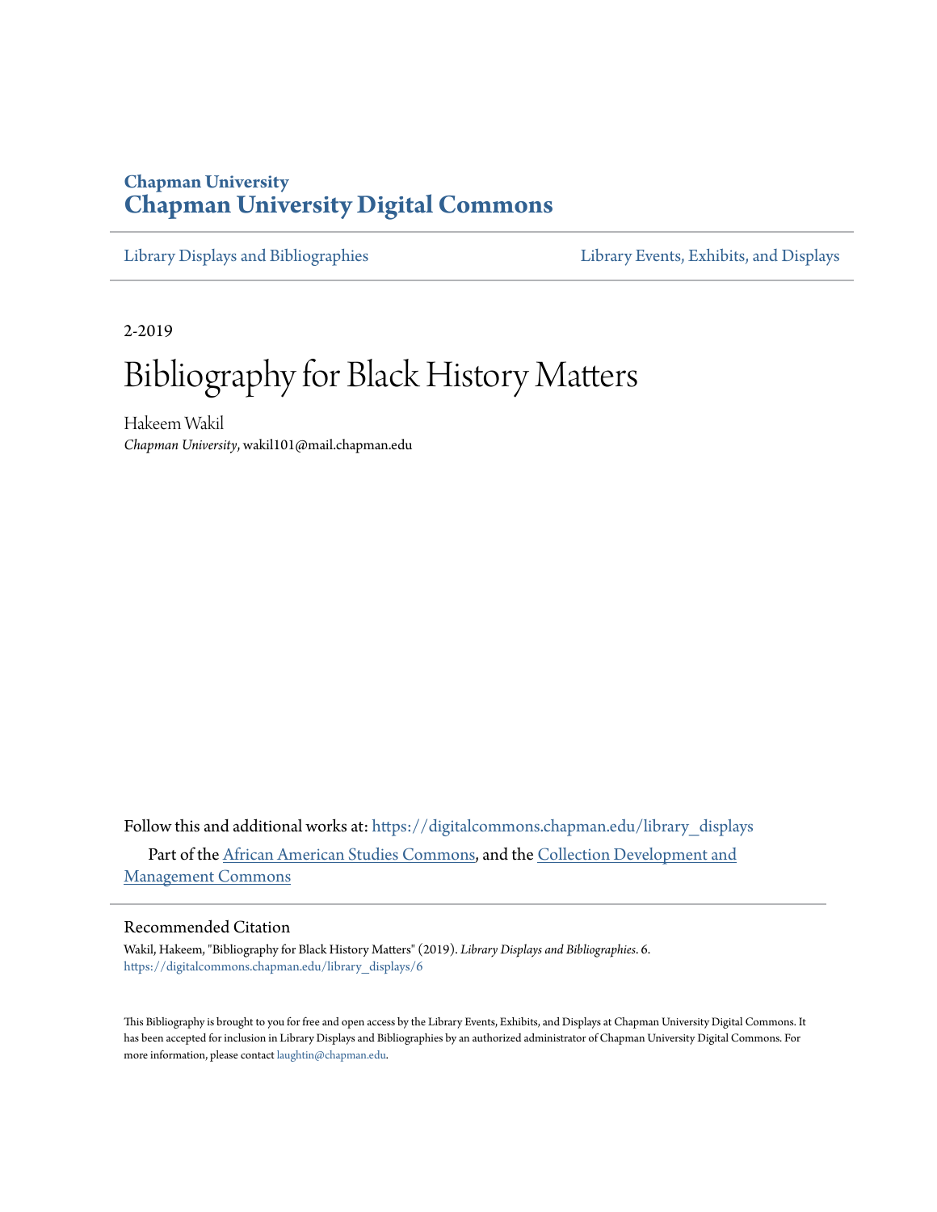Chapman University

**Chapman University Digital Commons**

Library Displays and Bibliographies | Library Events, Exhibits, and Displays

2-2019

# Bibliography for Black History Matters

Hakeem Wakil

*Chapman University*, wakil101@mail.chapman.edu

Follow this and additional works at: https://digitalcommons.chapman.edu/library_displays

Part of the African American Studies Commons, and the Collection Development and Management Commons

## Recommended Citation

Wakil, Hakeem, "Bibliography for Black History Matters" (2019). *Library Displays and Bibliographies*. 6. https://digitalcommons.chapman.edu/library_displays/6

This Bibliography is brought to you for free and open access by the Library Events, Exhibits, and Displays at Chapman University Digital Commons. It has been accepted for inclusion in Library Displays and Bibliographies by an authorized administrator of Chapman University Digital Commons. For more information, please contact laughtin@chapman.edu.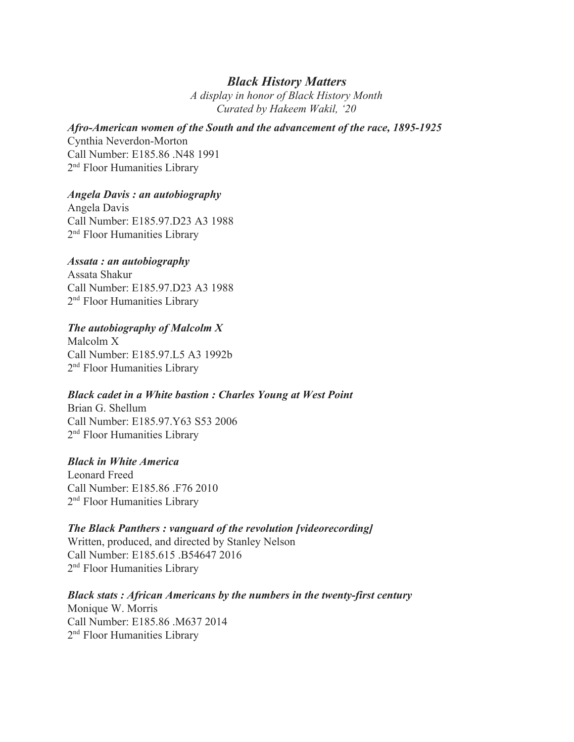## *Black History Matters*

*A display in honor of Black History Month*
*Curated by Hakeem Wakil, '20*

***Afro-American women of the South and the advancement of the race, 1895-1925***
Cynthia Neverdon-Morton
Call Number: E185.86 .N48 1991
2nd Floor Humanities Library

***Angela Davis : an autobiography***
Angela Davis
Call Number: E185.97.D23 A3 1988
2nd Floor Humanities Library

***Assata : an autobiography***
Assata Shakur
Call Number: E185.97.D23 A3 1988
2nd Floor Humanities Library

***The autobiography of Malcolm X***
Malcolm X
Call Number: E185.97.L5 A3 1992b
2nd Floor Humanities Library

***Black cadet in a White bastion : Charles Young at West Point***
Brian G. Shellum
Call Number: E185.97.Y63 S53 2006
2nd Floor Humanities Library

***Black in White America***
Leonard Freed
Call Number: E185.86 .F76 2010
2nd Floor Humanities Library

***The Black Panthers : vanguard of the revolution [videorecording]***
Written, produced, and directed by Stanley Nelson
Call Number: E185.615 .B54647 2016
2nd Floor Humanities Library

***Black stats : African Americans by the numbers in the twenty-first century***
Monique W. Morris
Call Number: E185.86 .M637 2014
2nd Floor Humanities Library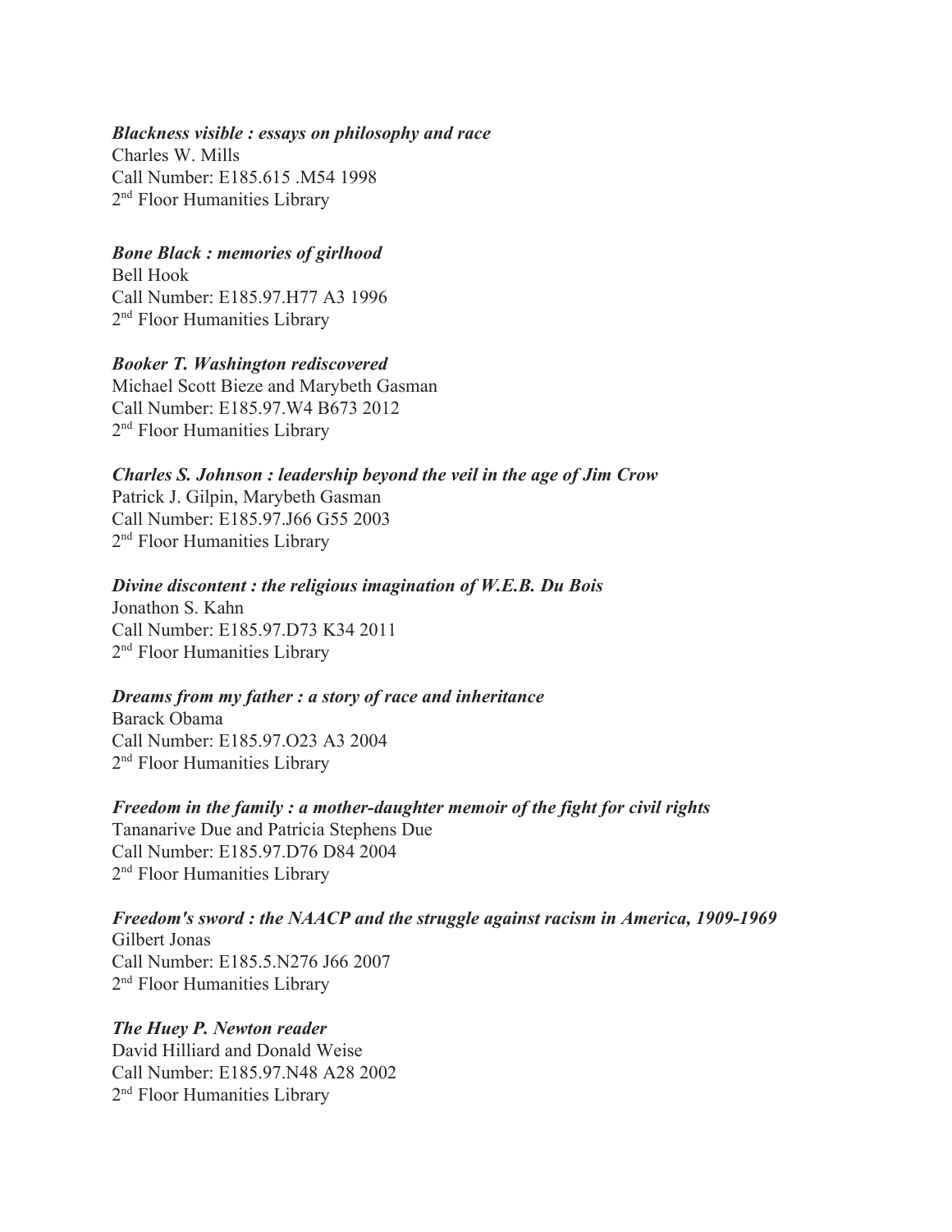***Blackness visible : essays on philosophy and race***
Charles W. Mills
Call Number: E185.615 .M54 1998
2nd Floor Humanities Library

***Bone Black : memories of girlhood***
Bell Hook
Call Number: E185.97.H77 A3 1996
2nd Floor Humanities Library

***Booker T. Washington rediscovered***
Michael Scott Bieze and Marybeth Gasman
Call Number: E185.97.W4 B673 2012
2nd Floor Humanities Library

***Charles S. Johnson : leadership beyond the veil in the age of Jim Crow***
Patrick J. Gilpin, Marybeth Gasman
Call Number: E185.97.J66 G55 2003
2nd Floor Humanities Library

***Divine discontent : the religious imagination of W.E.B. Du Bois***
Jonathon S. Kahn
Call Number: E185.97.D73 K34 2011
2nd Floor Humanities Library

***Dreams from my father : a story of race and inheritance***
Barack Obama
Call Number: E185.97.O23 A3 2004
2nd Floor Humanities Library

***Freedom in the family : a mother-daughter memoir of the fight for civil rights***
Tananarive Due and Patricia Stephens Due
Call Number: E185.97.D76 D84 2004
2nd Floor Humanities Library

***Freedom's sword : the NAACP and the struggle against racism in America, 1909-1969***
Gilbert Jonas
Call Number: E185.5.N276 J66 2007
2nd Floor Humanities Library

***The Huey P. Newton reader***
David Hilliard and Donald Weise
Call Number: E185.97.N48 A28 2002
2nd Floor Humanities Library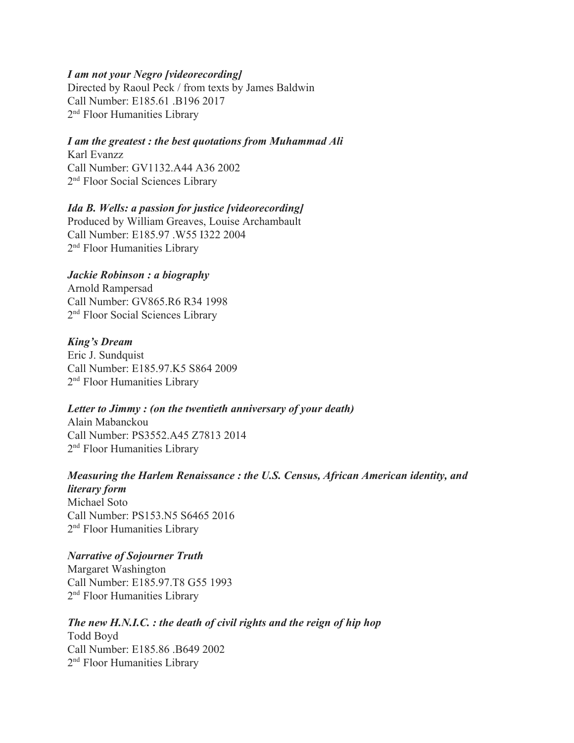***I am not your Negro [videorecording]***
Directed by Raoul Peck / from texts by James Baldwin
Call Number: E185.61 .B196 2017
2nd Floor Humanities Library

***I am the greatest : the best quotations from Muhammad Ali***
Karl Evanzz
Call Number: GV1132.A44 A36 2002
2nd Floor Social Sciences Library

***Ida B. Wells: a passion for justice [videorecording]***
Produced by William Greaves, Louise Archambault
Call Number: E185.97 .W55 I322 2004
2nd Floor Humanities Library

***Jackie Robinson : a biography***
Arnold Rampersad
Call Number: GV865.R6 R34 1998
2nd Floor Social Sciences Library

***King's Dream***
Eric J. Sundquist
Call Number: E185.97.K5 S864 2009
2nd Floor Humanities Library

***Letter to Jimmy : (on the twentieth anniversary of your death)***
Alain Mabanckou
Call Number: PS3552.A45 Z7813 2014
2nd Floor Humanities Library

***Measuring the Harlem Renaissance : the U.S. Census, African American identity, and literary form***
Michael Soto
Call Number: PS153.N5 S6465 2016
2nd Floor Humanities Library

***Narrative of Sojourner Truth***
Margaret Washington
Call Number: E185.97.T8 G55 1993
2nd Floor Humanities Library

***The new H.N.I.C. : the death of civil rights and the reign of hip hop***
Todd Boyd
Call Number: E185.86 .B649 2002
2nd Floor Humanities Library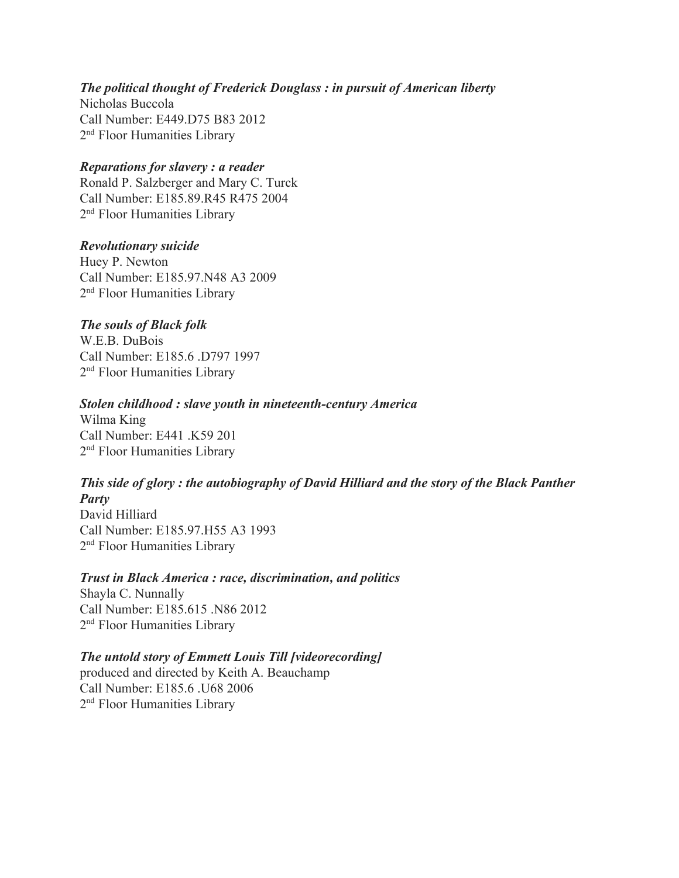***The political thought of Frederick Douglass : in pursuit of American liberty***
Nicholas Buccola
Call Number: E449.D75 B83 2012
2nd Floor Humanities Library

***Reparations for slavery : a reader***
Ronald P. Salzberger and Mary C. Turck
Call Number: E185.89.R45 R475 2004
2nd Floor Humanities Library

***Revolutionary suicide***
Huey P. Newton
Call Number: E185.97.N48 A3 2009
2nd Floor Humanities Library

***The souls of Black folk***
W.E.B. DuBois
Call Number: E185.6 .D797 1997
2nd Floor Humanities Library

***Stolen childhood : slave youth in nineteenth-century America***
Wilma King
Call Number: E441 .K59 201
2nd Floor Humanities Library

***This side of glory : the autobiography of David Hilliard and the story of the Black Panther Party***
David Hilliard
Call Number: E185.97.H55 A3 1993
2nd Floor Humanities Library

***Trust in Black America : race, discrimination, and politics***
Shayla C. Nunnally
Call Number: E185.615 .N86 2012
2nd Floor Humanities Library

***The untold story of Emmett Louis Till [videorecording]***
produced and directed by Keith A. Beauchamp
Call Number: E185.6 .U68 2006
2nd Floor Humanities Library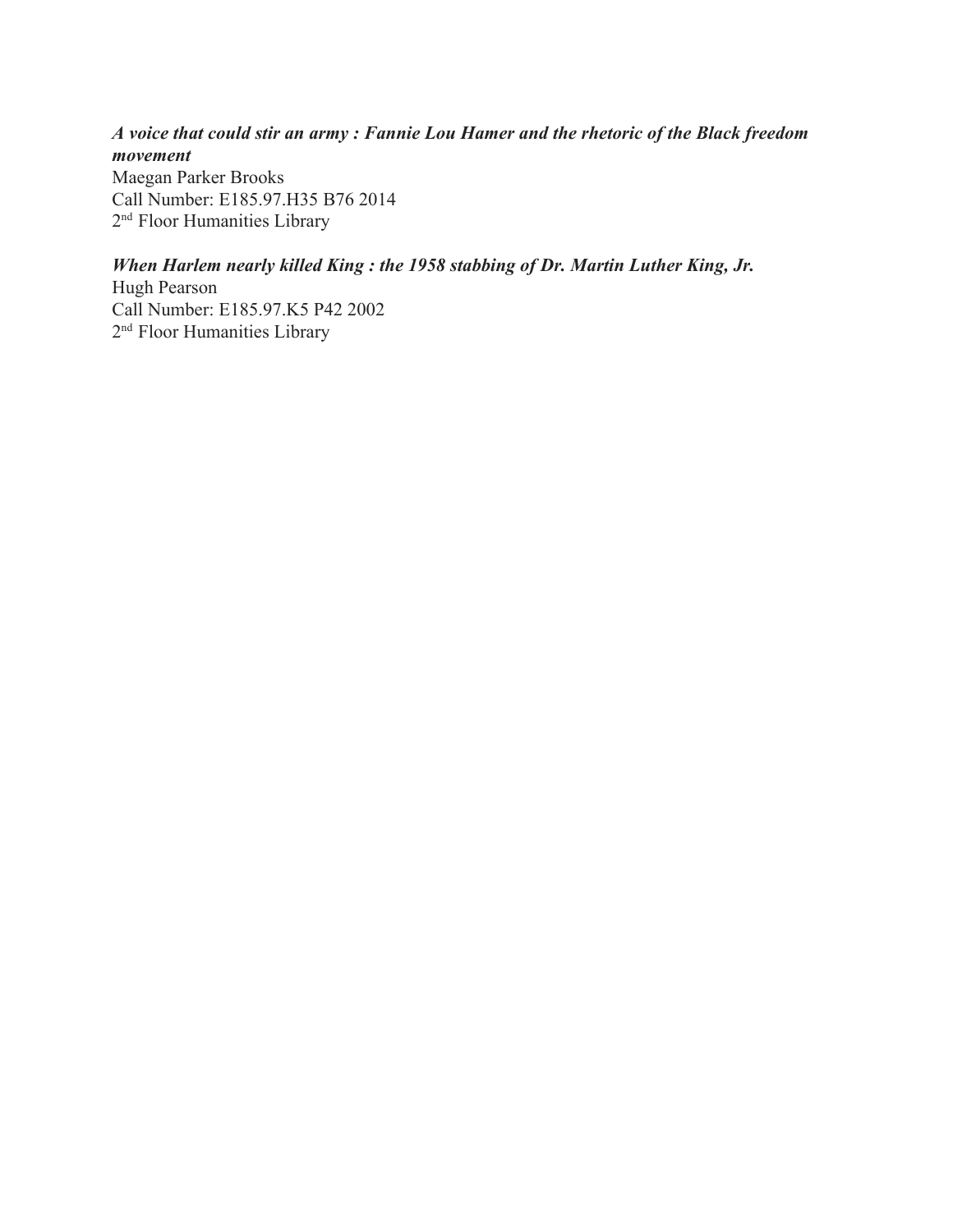***A voice that could stir an army : Fannie Lou Hamer and the rhetoric of the Black freedom movement***
Maegan Parker Brooks
Call Number: E185.97.H35 B76 2014
2nd Floor Humanities Library

***When Harlem nearly killed King : the 1958 stabbing of Dr. Martin Luther King, Jr.***
Hugh Pearson
Call Number: E185.97.K5 P42 2002
2nd Floor Humanities Library